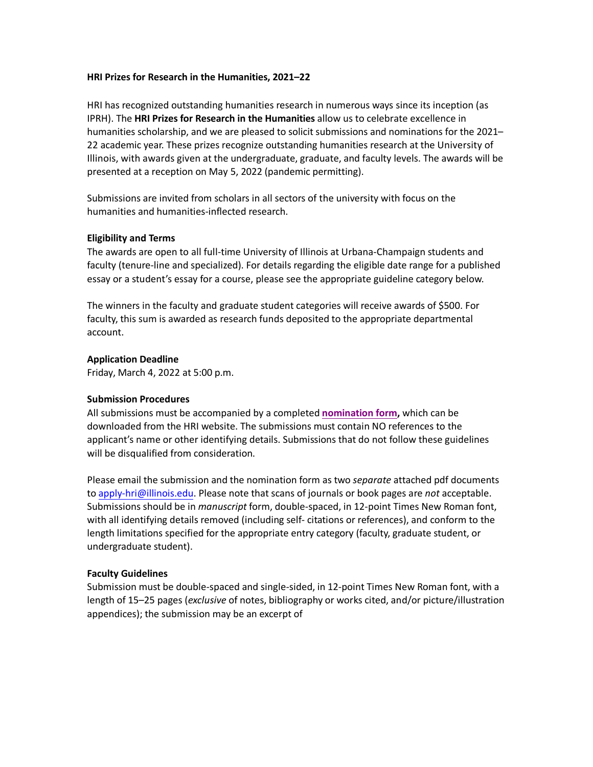**HRI Prizes for Research in the Humanities, 2021–22**

HRI has recognized outstanding humanities research in numerous ways since its inception (as IPRH). The **HRI Prizes for Research in the Humanities** allow us to celebrate excellence in humanities scholarship, and we are pleased to solicit submissions and nominations for the 2021–22 academic year. These prizes recognize outstanding humanities research at the University of Illinois, with awards given at the undergraduate, graduate, and faculty levels. The awards will be presented at a reception on May 5, 2022 (pandemic permitting).

Submissions are invited from scholars in all sectors of the university with focus on the humanities and humanities-inflected research.

**Eligibility and Terms**

The awards are open to all full-time University of Illinois at Urbana-Champaign students and faculty (tenure-line and specialized). For details regarding the eligible date range for a published essay or a student's essay for a course, please see the appropriate guideline category below.

The winners in the faculty and graduate student categories will receive awards of $500. For faculty, this sum is awarded as research funds deposited to the appropriate departmental account.

**Application Deadline**

Friday, March 4, 2022 at 5:00 p.m.

**Submission Procedures**

All submissions must be accompanied by a completed **nomination form,** which can be downloaded from the HRI website. The submissions must contain NO references to the applicant's name or other identifying details. Submissions that do not follow these guidelines will be disqualified from consideration.

Please email the submission and the nomination form as two *separate* attached pdf documents to apply-hri@illinois.edu. Please note that scans of journals or book pages are *not* acceptable. Submissions should be in *manuscript* form, double-spaced, in 12-point Times New Roman font, with all identifying details removed (including self- citations or references), and conform to the length limitations specified for the appropriate entry category (faculty, graduate student, or undergraduate student).

**Faculty Guidelines**

Submission must be double-spaced and single-sided, in 12-point Times New Roman font, with a length of 15–25 pages (*exclusive* of notes, bibliography or works cited, and/or picture/illustration appendices); the submission may be an excerpt of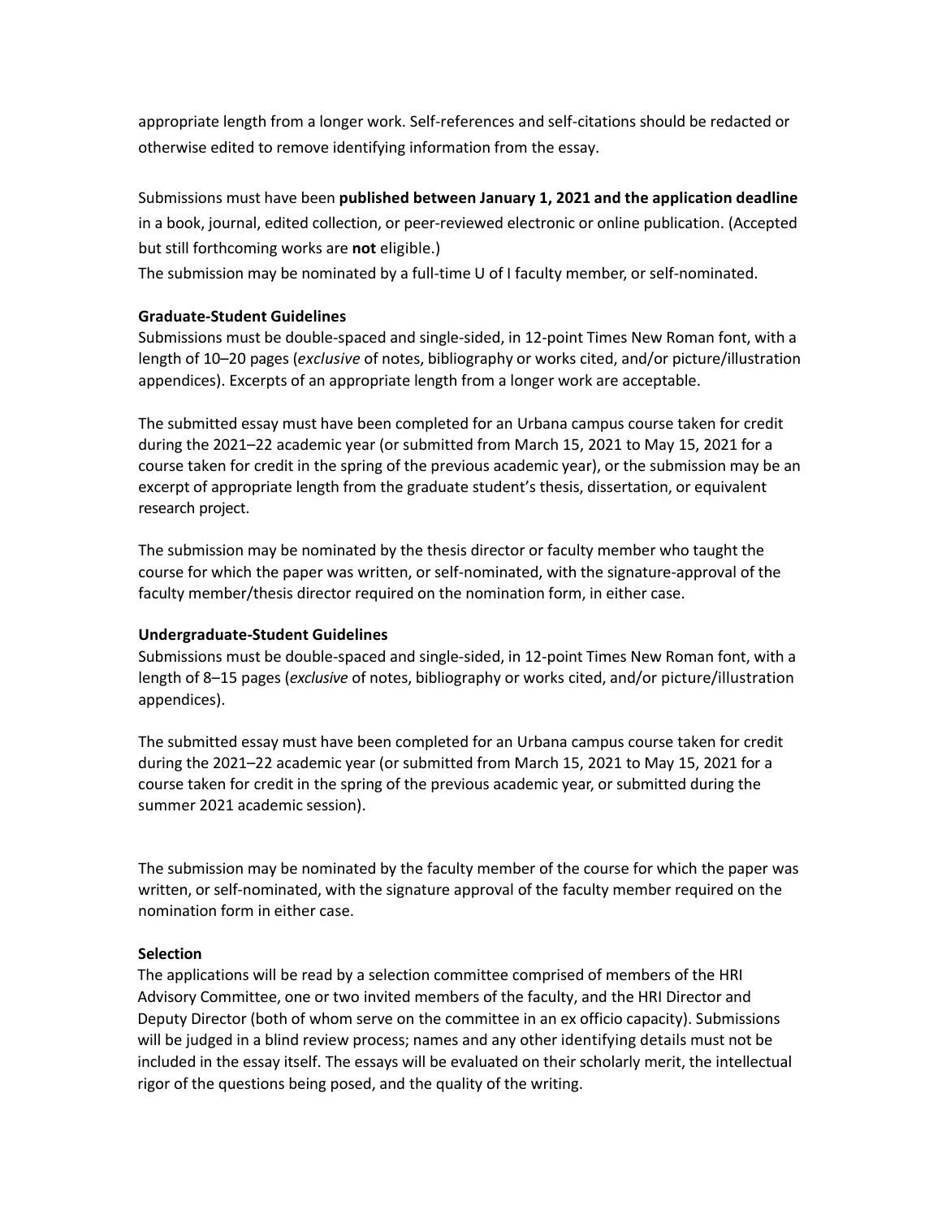appropriate length from a longer work. Self-references and self-citations should be redacted or otherwise edited to remove identifying information from the essay.

Submissions must have been **published between January 1, 2021 and the application deadline** in a book, journal, edited collection, or peer-reviewed electronic or online publication. (Accepted but still forthcoming works are **not** eligible.)

The submission may be nominated by a full-time U of I faculty member, or self-nominated.

**Graduate-Student Guidelines**

Submissions must be double-spaced and single-sided, in 12-point Times New Roman font, with a length of 10–20 pages (*exclusive* of notes, bibliography or works cited, and/or picture/illustration appendices). Excerpts of an appropriate length from a longer work are acceptable.

The submitted essay must have been completed for an Urbana campus course taken for credit during the 2021–22 academic year (or submitted from March 15, 2021 to May 15, 2021 for a course taken for credit in the spring of the previous academic year), or the submission may be an excerpt of appropriate length from the graduate student's thesis, dissertation, or equivalent research project.

The submission may be nominated by the thesis director or faculty member who taught the course for which the paper was written, or self-nominated, with the signature-approval of the faculty member/thesis director required on the nomination form, in either case.

**Undergraduate-Student Guidelines**

Submissions must be double-spaced and single-sided, in 12-point Times New Roman font, with a length of 8–15 pages (*exclusive* of notes, bibliography or works cited, and/or picture/illustration appendices).

The submitted essay must have been completed for an Urbana campus course taken for credit during the 2021–22 academic year (or submitted from March 15, 2021 to May 15, 2021 for a course taken for credit in the spring of the previous academic year, or submitted during the summer 2021 academic session).

The submission may be nominated by the faculty member of the course for which the paper was written, or self-nominated, with the signature approval of the faculty member required on the nomination form in either case.

**Selection**

The applications will be read by a selection committee comprised of members of the HRI Advisory Committee, one or two invited members of the faculty, and the HRI Director and Deputy Director (both of whom serve on the committee in an ex officio capacity). Submissions will be judged in a blind review process; names and any other identifying details must not be included in the essay itself. The essays will be evaluated on their scholarly merit, the intellectual rigor of the questions being posed, and the quality of the writing.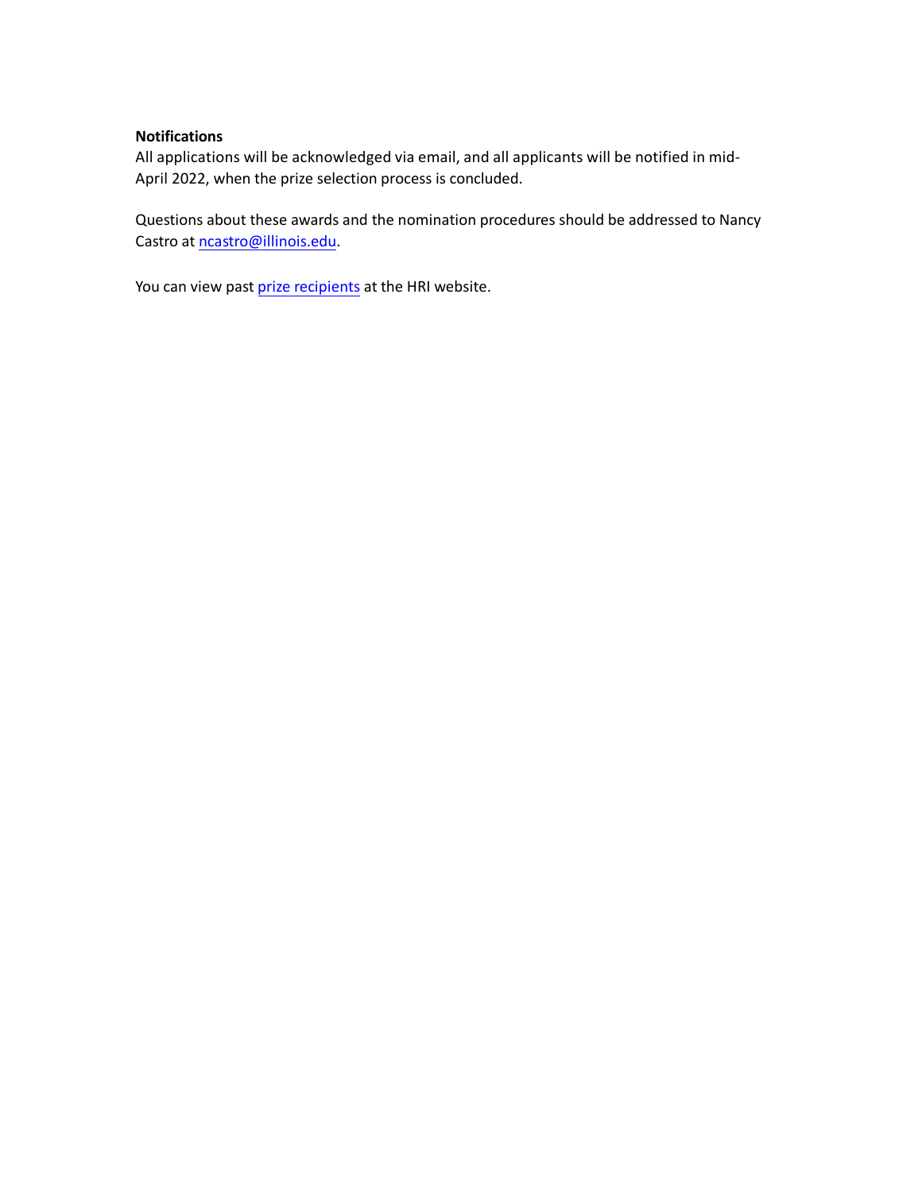**Notifications**

All applications will be acknowledged via email, and all applicants will be notified in mid-April 2022, when the prize selection process is concluded.

Questions about these awards and the nomination procedures should be addressed to Nancy Castro at ncastro@illinois.edu.

You can view past prize recipients at the HRI website.